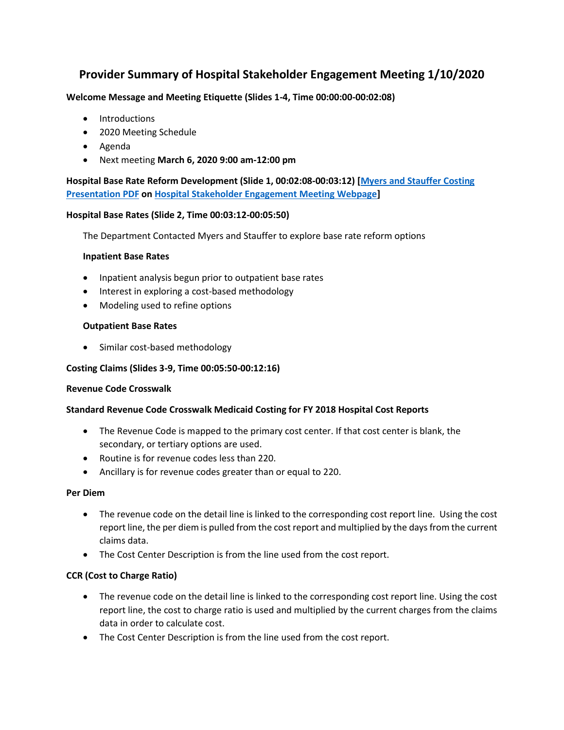# Provider Summary of Hospital Stakeholder Engagement Meeting 1/10/2020

**Welcome Message and Meeting Etiquette (Slides 1-4, Time 00:00:00-00:02:08)**

- Introductions
- 2020 Meeting Schedule
- Agenda
- Next meeting **March 6, 2020 9:00 am-12:00 pm**

**Hospital Base Rate Reform Development (Slide 1, 00:02:08-00:03:12) [Myers and Stauffer Costing Presentation PDF on Hospital Stakeholder Engagement Meeting Webpage]**

**Hospital Base Rates (Slide 2, Time 00:03:12-00:05:50)**

The Department Contacted Myers and Stauffer to explore base rate reform options

**Inpatient Base Rates**

- Inpatient analysis begun prior to outpatient base rates
- Interest in exploring a cost-based methodology
- Modeling used to refine options

**Outpatient Base Rates**

- Similar cost-based methodology

**Costing Claims (Slides 3-9, Time 00:05:50-00:12:16)**

**Revenue Code Crosswalk**

**Standard Revenue Code Crosswalk Medicaid Costing for FY 2018 Hospital Cost Reports**

- The Revenue Code is mapped to the primary cost center. If that cost center is blank, the secondary, or tertiary options are used.
- Routine is for revenue codes less than 220.
- Ancillary is for revenue codes greater than or equal to 220.

**Per Diem**

- The revenue code on the detail line is linked to the corresponding cost report line. Using the cost report line, the per diem is pulled from the cost report and multiplied by the days from the current claims data.
- The Cost Center Description is from the line used from the cost report.

**CCR (Cost to Charge Ratio)**

- The revenue code on the detail line is linked to the corresponding cost report line. Using the cost report line, the cost to charge ratio is used and multiplied by the current charges from the claims data in order to calculate cost.
- The Cost Center Description is from the line used from the cost report.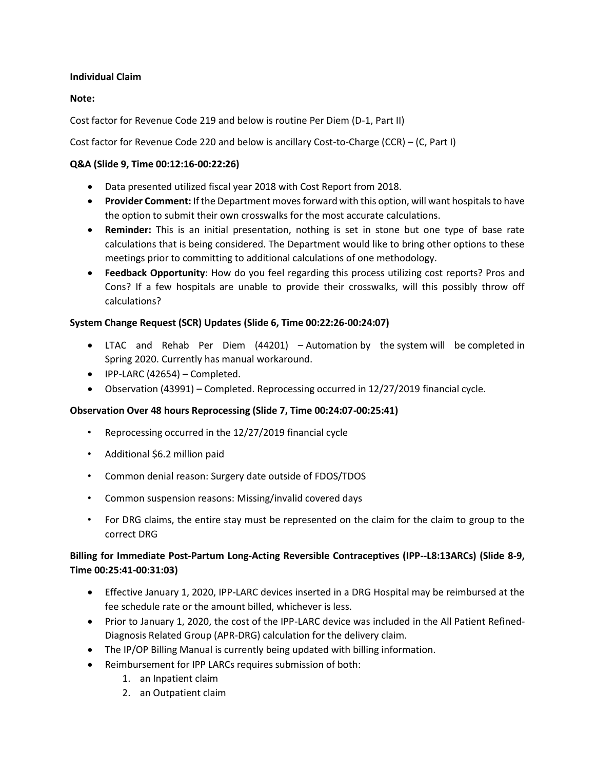**Individual Claim**

**Note:**

Cost factor for Revenue Code 219 and below is routine Per Diem (D-1, Part II)

Cost factor for Revenue Code 220 and below is ancillary Cost-to-Charge (CCR) – (C, Part I)

**Q&A (Slide 9, Time 00:12:16-00:22:26)**

- Data presented utilized fiscal year 2018 with Cost Report from 2018.
- **Provider Comment:** If the Department moves forward with this option, will want hospitals to have the option to submit their own crosswalks for the most accurate calculations.
- **Reminder:** This is an initial presentation, nothing is set in stone but one type of base rate calculations that is being considered. The Department would like to bring other options to these meetings prior to committing to additional calculations of one methodology.
- **Feedback Opportunity**: How do you feel regarding this process utilizing cost reports? Pros and Cons? If a few hospitals are unable to provide their crosswalks, will this possibly throw off calculations?

**System Change Request (SCR) Updates (Slide 6, Time 00:22:26-00:24:07)**

- LTAC and Rehab Per Diem (44201) – Automation by the system will be completed in Spring 2020. Currently has manual workaround.
- IPP-LARC (42654) – Completed.
- Observation (43991) – Completed. Reprocessing occurred in 12/27/2019 financial cycle.

**Observation Over 48 hours Reprocessing (Slide 7, Time 00:24:07-00:25:41)**

- Reprocessing occurred in the 12/27/2019 financial cycle
- Additional $6.2 million paid
- Common denial reason: Surgery date outside of FDOS/TDOS
- Common suspension reasons: Missing/invalid covered days
- For DRG claims, the entire stay must be represented on the claim for the claim to group to the correct DRG

**Billing for Immediate Post-Partum Long-Acting Reversible Contraceptives (IPP--L8:13ARCs) (Slide 8-9, Time 00:25:41-00:31:03)**

- Effective January 1, 2020, IPP-LARC devices inserted in a DRG Hospital may be reimbursed at the fee schedule rate or the amount billed, whichever is less.
- Prior to January 1, 2020, the cost of the IPP-LARC device was included in the All Patient Refined-Diagnosis Related Group (APR-DRG) calculation for the delivery claim.
- The IP/OP Billing Manual is currently being updated with billing information.
- Reimbursement for IPP LARCs requires submission of both:
  1. an Inpatient claim
  2. an Outpatient claim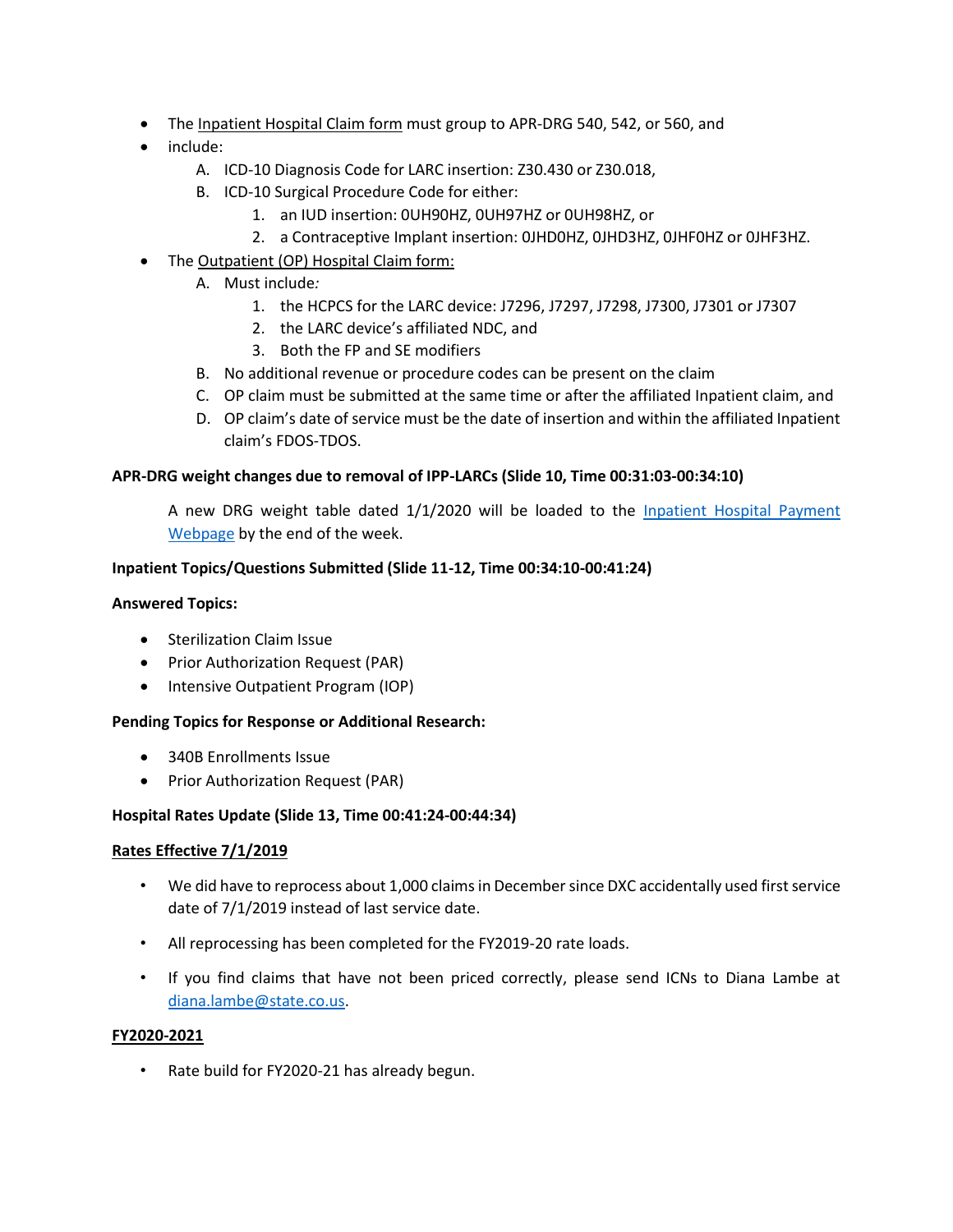- The Inpatient Hospital Claim form must group to APR-DRG 540, 542, or 560, and
- include:
  - A. ICD-10 Diagnosis Code for LARC insertion: Z30.430 or Z30.018,
  - B. ICD-10 Surgical Procedure Code for either:
    1. an IUD insertion: 0UH90HZ, 0UH97HZ or 0UH98HZ, or
    2. a Contraceptive Implant insertion: 0JHD0HZ, 0JHD3HZ, 0JHF0HZ or 0JHF3HZ.
- The Outpatient (OP) Hospital Claim form:
  - A. Must include*:*
    1. the HCPCS for the LARC device: J7296, J7297, J7298, J7300, J7301 or J7307
    2. the LARC device's affiliated NDC, and
    3. Both the FP and SE modifiers
  - B. No additional revenue or procedure codes can be present on the claim
  - C. OP claim must be submitted at the same time or after the affiliated Inpatient claim, and
  - D. OP claim's date of service must be the date of insertion and within the affiliated Inpatient claim's FDOS-TDOS.

**APR-DRG weight changes due to removal of IPP-LARCs (Slide 10, Time 00:31:03-00:34:10)**

A new DRG weight table dated 1/1/2020 will be loaded to the Inpatient Hospital Payment Webpage by the end of the week.

**Inpatient Topics/Questions Submitted (Slide 11-12, Time 00:34:10-00:41:24)**

**Answered Topics:**

- Sterilization Claim Issue
- Prior Authorization Request (PAR)
- Intensive Outpatient Program (IOP)

**Pending Topics for Response or Additional Research:**

- 340B Enrollments Issue
- Prior Authorization Request (PAR)

**Hospital Rates Update (Slide 13, Time 00:41:24-00:44:34)**

**Rates Effective 7/1/2019**

- We did have to reprocess about 1,000 claims in December since DXC accidentally used first service date of 7/1/2019 instead of last service date.
- All reprocessing has been completed for the FY2019-20 rate loads.
- If you find claims that have not been priced correctly, please send ICNs to Diana Lambe at diana.lambe@state.co.us.

**FY2020-2021**

- Rate build for FY2020-21 has already begun.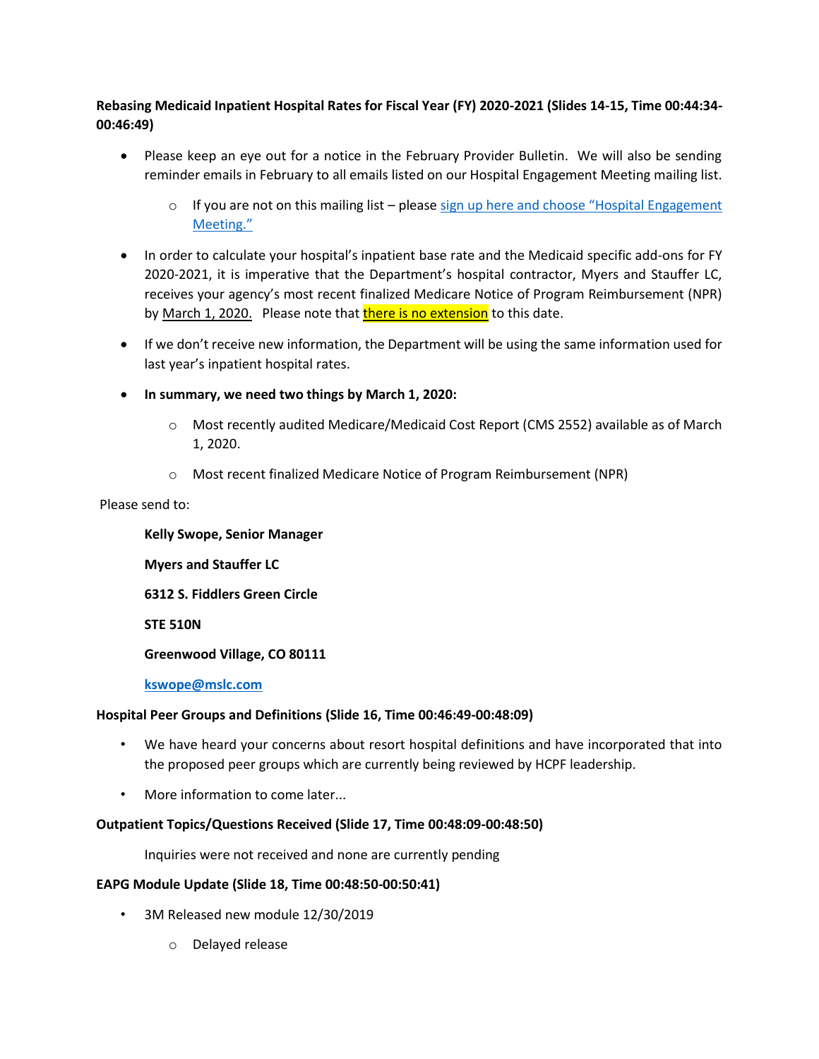**Rebasing Medicaid Inpatient Hospital Rates for Fiscal Year (FY) 2020-2021 (Slides 14-15, Time 00:44:34-00:46:49)**

- Please keep an eye out for a notice in the February Provider Bulletin. We will also be sending reminder emails in February to all emails listed on our Hospital Engagement Meeting mailing list.
  - If you are not on this mailing list – please [sign up here and choose "Hospital Engagement Meeting."]()
- In order to calculate your hospital's inpatient base rate and the Medicaid specific add-ons for FY 2020-2021, it is imperative that the Department's hospital contractor, Myers and Stauffer LC, receives your agency's most recent finalized Medicare Notice of Program Reimbursement (NPR) by March 1, 2020. Please note that there is no extension to this date.
- If we don't receive new information, the Department will be using the same information used for last year's inpatient hospital rates.
- **In summary, we need two things by March 1, 2020:**
  - Most recently audited Medicare/Medicaid Cost Report (CMS 2552) available as of March 1, 2020.
  - Most recent finalized Medicare Notice of Program Reimbursement (NPR)

Please send to:

**Kelly Swope, Senior Manager**

**Myers and Stauffer LC**

**6312 S. Fiddlers Green Circle**

**STE 510N**

**Greenwood Village, CO 80111**

**kswope@mslc.com**

**Hospital Peer Groups and Definitions (Slide 16, Time 00:46:49-00:48:09)**

- We have heard your concerns about resort hospital definitions and have incorporated that into the proposed peer groups which are currently being reviewed by HCPF leadership.
- More information to come later...

**Outpatient Topics/Questions Received (Slide 17, Time 00:48:09-00:48:50)**

Inquiries were not received and none are currently pending

**EAPG Module Update (Slide 18, Time 00:48:50-00:50:41)**

- 3M Released new module 12/30/2019
  - Delayed release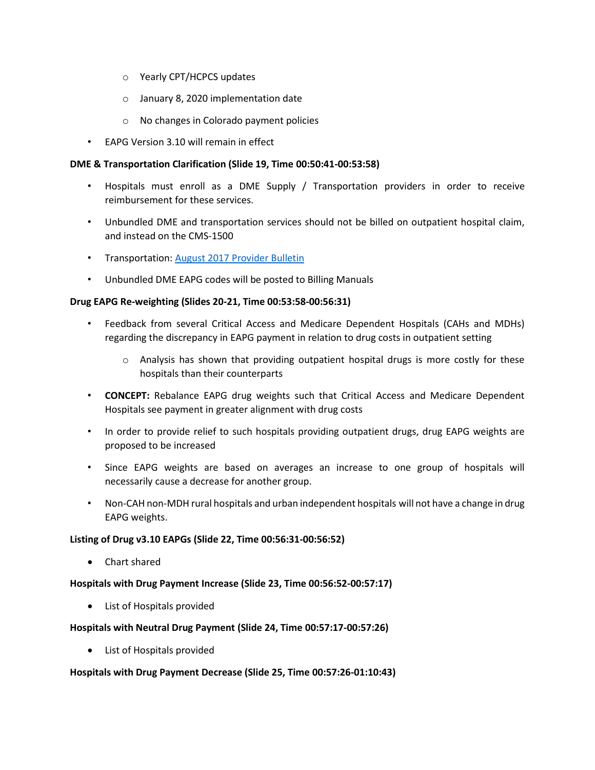- Yearly CPT/HCPCS updates
  - January 8, 2020 implementation date
  - No changes in Colorado payment policies
- EAPG Version 3.10 will remain in effect

**DME & Transportation Clarification (Slide 19, Time 00:50:41-00:53:58)**

- Hospitals must enroll as a DME Supply / Transportation providers in order to receive reimbursement for these services.
- Unbundled DME and transportation services should not be billed on outpatient hospital claim, and instead on the CMS-1500
- Transportation: August 2017 Provider Bulletin
- Unbundled DME EAPG codes will be posted to Billing Manuals

**Drug EAPG Re-weighting (Slides 20-21, Time 00:53:58-00:56:31)**

- Feedback from several Critical Access and Medicare Dependent Hospitals (CAHs and MDHs) regarding the discrepancy in EAPG payment in relation to drug costs in outpatient setting
  - Analysis has shown that providing outpatient hospital drugs is more costly for these hospitals than their counterparts
- **CONCEPT:** Rebalance EAPG drug weights such that Critical Access and Medicare Dependent Hospitals see payment in greater alignment with drug costs
- In order to provide relief to such hospitals providing outpatient drugs, drug EAPG weights are proposed to be increased
- Since EAPG weights are based on averages an increase to one group of hospitals will necessarily cause a decrease for another group.
- Non-CAH non-MDH rural hospitals and urban independent hospitals will not have a change in drug EAPG weights.

**Listing of Drug v3.10 EAPGs (Slide 22, Time 00:56:31-00:56:52)**

- Chart shared

**Hospitals with Drug Payment Increase (Slide 23, Time 00:56:52-00:57:17)**

- List of Hospitals provided

**Hospitals with Neutral Drug Payment (Slide 24, Time 00:57:17-00:57:26)**

- List of Hospitals provided

**Hospitals with Drug Payment Decrease (Slide 25, Time 00:57:26-01:10:43)**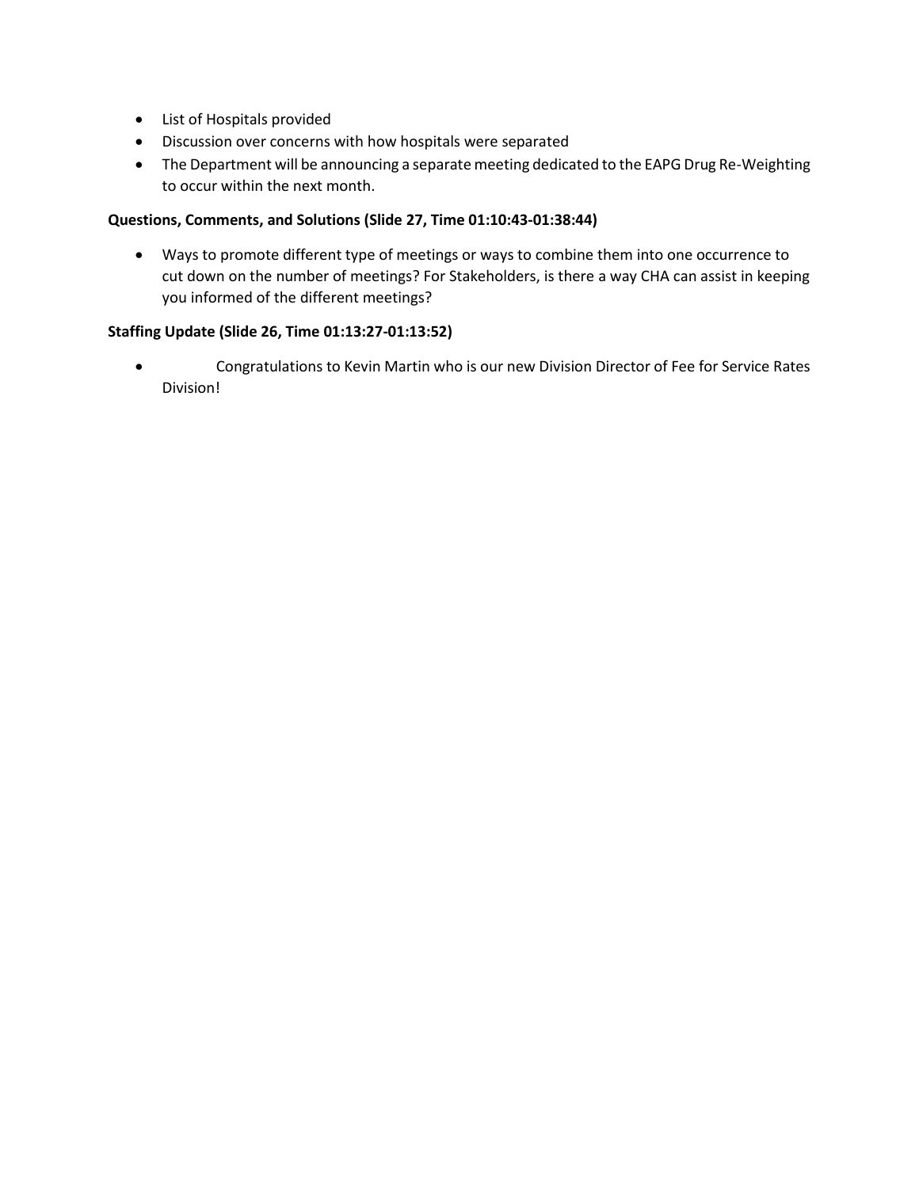- List of Hospitals provided
- Discussion over concerns with how hospitals were separated
- The Department will be announcing a separate meeting dedicated to the EAPG Drug Re-Weighting to occur within the next month.

**Questions, Comments, and Solutions (Slide 27, Time 01:10:43-01:38:44)**

- Ways to promote different type of meetings or ways to combine them into one occurrence to cut down on the number of meetings? For Stakeholders, is there a way CHA can assist in keeping you informed of the different meetings?

**Staffing Update (Slide 26, Time 01:13:27-01:13:52)**

- Congratulations to Kevin Martin who is our new Division Director of Fee for Service Rates Division!